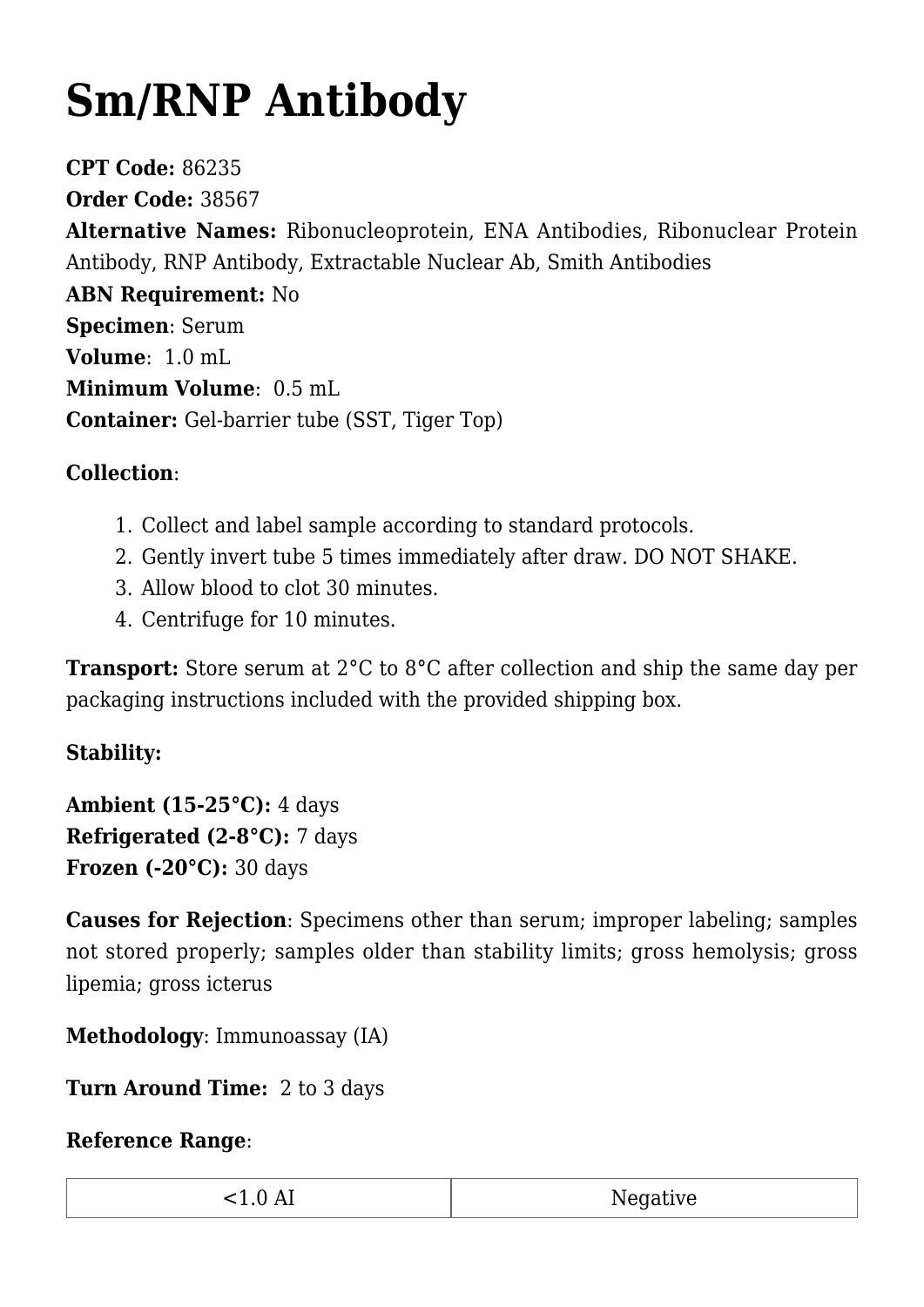# Sm/RNP Antibody

**CPT Code:** 86235
**Order Code:** 38567
**Alternative Names:** Ribonucleoprotein, ENA Antibodies, Ribonuclear Protein Antibody, RNP Antibody, Extractable Nuclear Ab, Smith Antibodies
**ABN Requirement:** No
**Specimen**: Serum
**Volume**: 1.0 mL
**Minimum Volume**: 0.5 mL
**Container:** Gel-barrier tube (SST, Tiger Top)

**Collection**:

1. Collect and label sample according to standard protocols.
2. Gently invert tube 5 times immediately after draw. DO NOT SHAKE.
3. Allow blood to clot 30 minutes.
4. Centrifuge for 10 minutes.

**Transport:** Store serum at 2°C to 8°C after collection and ship the same day per packaging instructions included with the provided shipping box.

**Stability:**

**Ambient (15-25°C):** 4 days
**Refrigerated (2-8°C):** 7 days
**Frozen (-20°C):** 30 days

**Causes for Rejection**: Specimens other than serum; improper labeling; samples not stored properly; samples older than stability limits; gross hemolysis; gross lipemia; gross icterus

**Methodology**: Immunoassay (IA)

**Turn Around Time:** 2 to 3 days

**Reference Range**:

| <1.0 AI | Negative |
|---|---|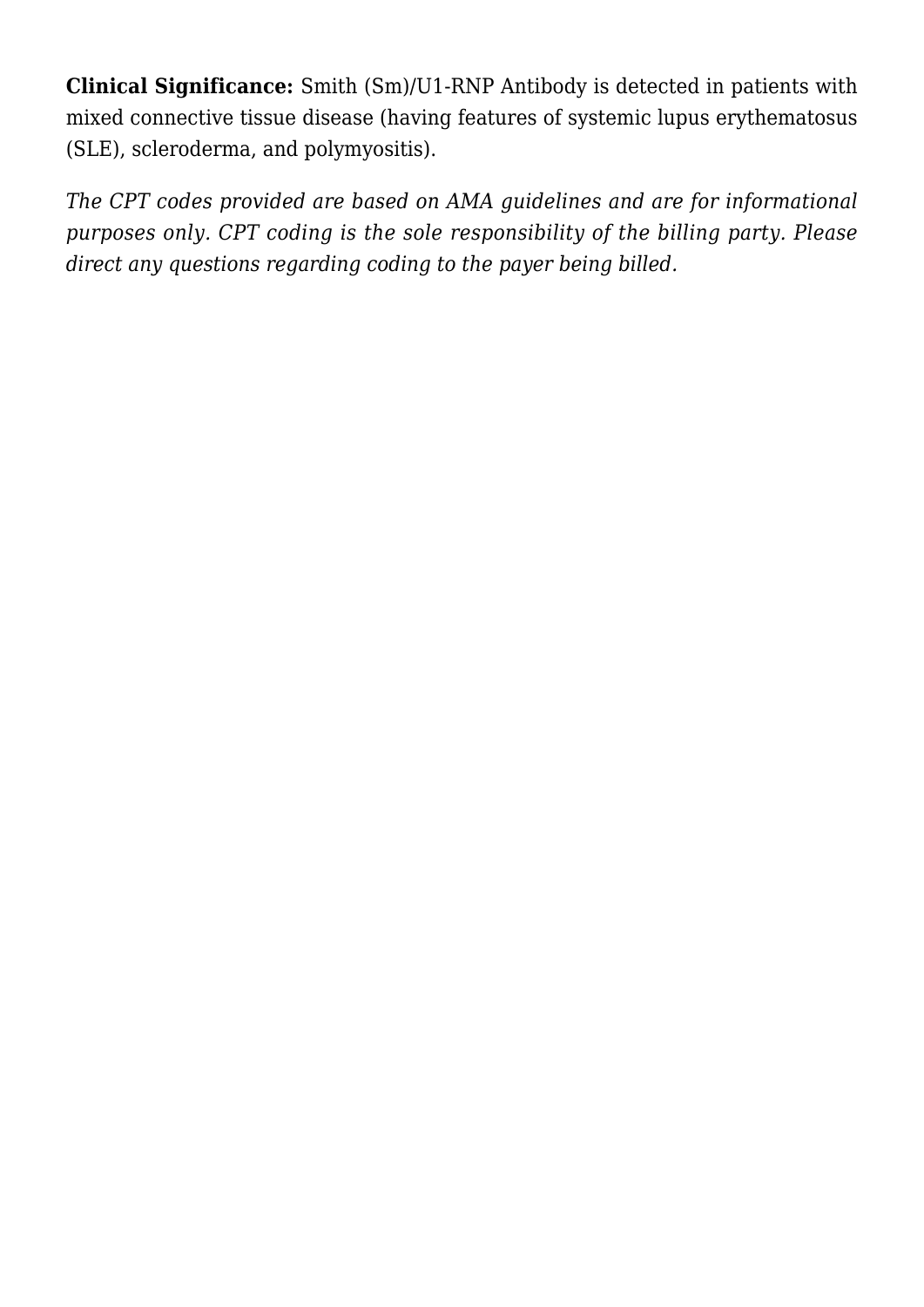**Clinical Significance:** Smith (Sm)/U1-RNP Antibody is detected in patients with mixed connective tissue disease (having features of systemic lupus erythematosus (SLE), scleroderma, and polymyositis).

*The CPT codes provided are based on AMA guidelines and are for informational purposes only. CPT coding is the sole responsibility of the billing party. Please direct any questions regarding coding to the payer being billed.*